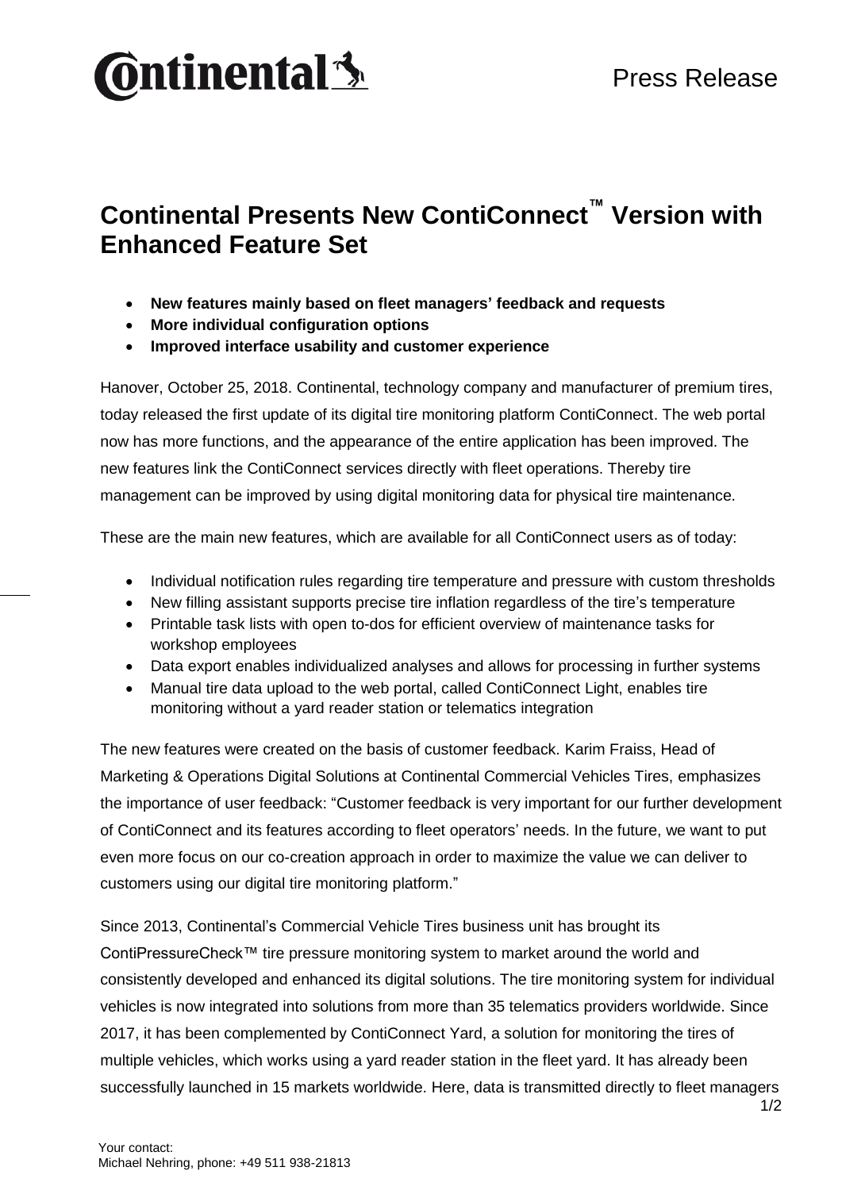Press Release

# Continental Presents New ContiConnect™ Version with Enhanced Feature Set

- **New features mainly based on fleet managers' feedback and requests**
- **More individual configuration options**
- **Improved interface usability and customer experience**

Hanover, October 25, 2018. Continental, technology company and manufacturer of premium tires, today released the first update of its digital tire monitoring platform ContiConnect. The web portal now has more functions, and the appearance of the entire application has been improved. The new features link the ContiConnect services directly with fleet operations. Thereby tire management can be improved by using digital monitoring data for physical tire maintenance.

These are the main new features, which are available for all ContiConnect users as of today:

- Individual notification rules regarding tire temperature and pressure with custom thresholds
- New filling assistant supports precise tire inflation regardless of the tire's temperature
- Printable task lists with open to-dos for efficient overview of maintenance tasks for workshop employees
- Data export enables individualized analyses and allows for processing in further systems
- Manual tire data upload to the web portal, called ContiConnect Light, enables tire monitoring without a yard reader station or telematics integration

The new features were created on the basis of customer feedback. Karim Fraiss, Head of Marketing & Operations Digital Solutions at Continental Commercial Vehicles Tires, emphasizes the importance of user feedback: "Customer feedback is very important for our further development of ContiConnect and its features according to fleet operators' needs. In the future, we want to put even more focus on our co-creation approach in order to maximize the value we can deliver to customers using our digital tire monitoring platform."

Since 2013, Continental's Commercial Vehicle Tires business unit has brought its ContiPressureCheck™ tire pressure monitoring system to market around the world and consistently developed and enhanced its digital solutions. The tire monitoring system for individual vehicles is now integrated into solutions from more than 35 telematics providers worldwide. Since 2017, it has been complemented by ContiConnect Yard, a solution for monitoring the tires of multiple vehicles, which works using a yard reader station in the fleet yard. It has already been successfully launched in 15 markets worldwide. Here, data is transmitted directly to fleet managers

Your contact:
Michael Nehring, phone: +49 511 938-21813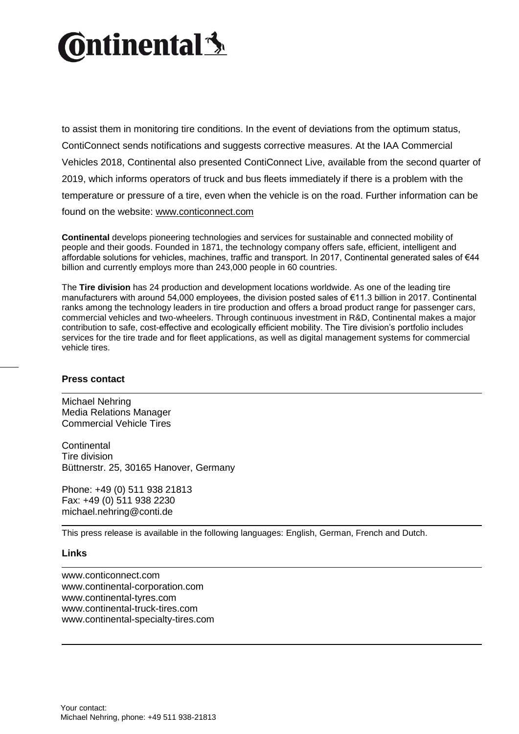to assist them in monitoring tire conditions. In the event of deviations from the optimum status, ContiConnect sends notifications and suggests corrective measures. At the IAA Commercial Vehicles 2018, Continental also presented ContiConnect Live, available from the second quarter of 2019, which informs operators of truck and bus fleets immediately if there is a problem with the temperature or pressure of a tire, even when the vehicle is on the road. Further information can be found on the website: www.conticonnect.com

**Continental** develops pioneering technologies and services for sustainable and connected mobility of people and their goods. Founded in 1871, the technology company offers safe, efficient, intelligent and affordable solutions for vehicles, machines, traffic and transport. In 2017, Continental generated sales of €44 billion and currently employs more than 243,000 people in 60 countries.

The **Tire division** has 24 production and development locations worldwide. As one of the leading tire manufacturers with around 54,000 employees, the division posted sales of €11.3 billion in 2017. Continental ranks among the technology leaders in tire production and offers a broad product range for passenger cars, commercial vehicles and two-wheelers. Through continuous investment in R&D, Continental makes a major contribution to safe, cost-effective and ecologically efficient mobility. The Tire division's portfolio includes services for the tire trade and for fleet applications, as well as digital management systems for commercial vehicle tires.

### Press contact

Michael Nehring
Media Relations Manager
Commercial Vehicle Tires

Continental
Tire division
Büttnerstr. 25, 30165 Hanover, Germany

Phone: +49 (0) 511 938 21813
Fax: +49 (0) 511 938 2230
michael.nehring@conti.de

This press release is available in the following languages: English, German, French and Dutch.

### Links

www.conticonnect.com
www.continental-corporation.com
www.continental-tyres.com
www.continental-truck-tires.com
www.continental-specialty-tires.com

Your contact:
Michael Nehring, phone: +49 511 938-21813